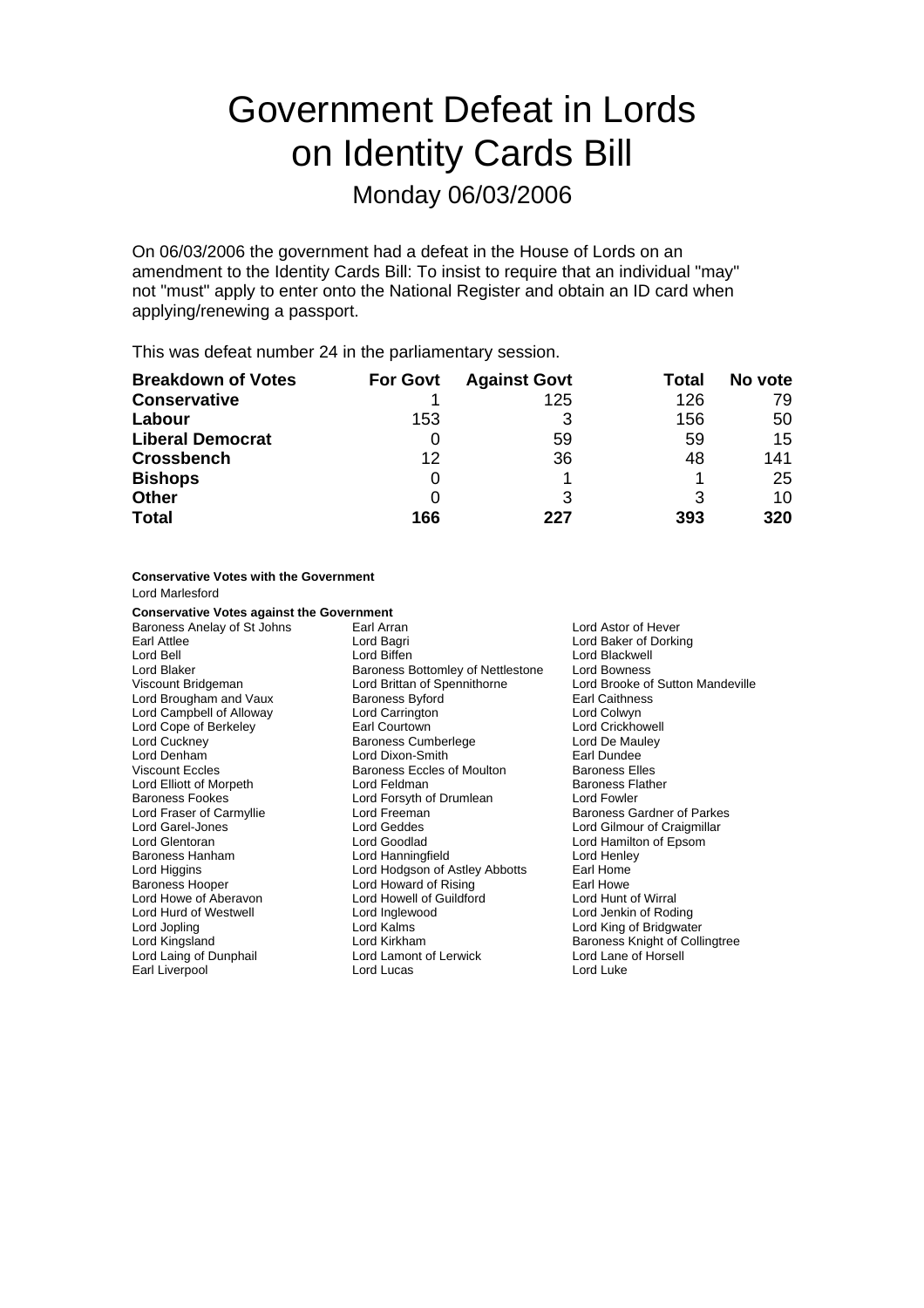# Government Defeat in Lords on Identity Cards Bill

## Monday 06/03/2006

On 06/03/2006 the government had a defeat in the House of Lords on an amendment to the Identity Cards Bill: To insist to require that an individual "may" not "must" apply to enter onto the National Register and obtain an ID card when applying/renewing a passport.

This was defeat number 24 in the parliamentary session.

| Breakdown of Votes | For Govt | Against Govt | Total | No vote |
|---|---|---|---|---|
| **Conservative** | 1 | 125 | 126 | 79 |
| **Labour** | 153 | 3 | 156 | 50 |
| **Liberal Democrat** | 0 | 59 | 59 | 15 |
| **Crossbench** | 12 | 36 | 48 | 141 |
| **Bishops** | 0 | 1 | 1 | 25 |
| **Other** | 0 | 3 | 3 | 10 |
| **Total** | **166** | **227** | **393** | **320** |

**Conservative Votes with the Government**

Lord Marlesford

**Conservative Votes against the Government**

Baroness Anelay of St Johns
Earl Arran
Lord Astor of Hever
Earl Attlee
Lord Bagri
Lord Baker of Dorking
Lord Bell
Lord Biffen
Lord Blackwell
Lord Blaker
Baroness Bottomley of Nettlestone
Lord Bowness
Viscount Bridgeman
Lord Brittan of Spennithorne
Lord Brooke of Sutton Mandeville
Lord Brougham and Vaux
Baroness Byford
Earl Caithness
Lord Campbell of Alloway
Lord Carrington
Lord Colwyn
Lord Cope of Berkeley
Earl Courtown
Lord Crickhowell
Lord Cuckney
Baroness Cumberlege
Lord De Mauley
Lord Denham
Lord Dixon-Smith
Earl Dundee
Viscount Eccles
Baroness Eccles of Moulton
Baroness Elles
Lord Elliott of Morpeth
Lord Feldman
Baroness Flather
Baroness Fookes
Lord Forsyth of Drumlean
Lord Fowler
Lord Fraser of Carmyllie
Lord Freeman
Baroness Gardner of Parkes
Lord Garel-Jones
Lord Geddes
Lord Gilmour of Craigmillar
Lord Glentoran
Lord Goodlad
Lord Hamilton of Epsom
Baroness Hanham
Lord Hanningfield
Lord Henley
Lord Higgins
Lord Hodgson of Astley Abbotts
Earl Home
Baroness Hooper
Lord Howard of Rising
Earl Howe
Lord Howe of Aberavon
Lord Howell of Guildford
Lord Hunt of Wirral
Lord Hurd of Westwell
Lord Inglewood
Lord Jenkin of Roding
Lord Jopling
Lord Kalms
Lord King of Bridgwater
Lord Kingsland
Lord Kirkham
Baroness Knight of Collingtree
Lord Laing of Dunphail
Lord Lamont of Lerwick
Lord Lane of Horsell
Earl Liverpool
Lord Lucas
Lord Luke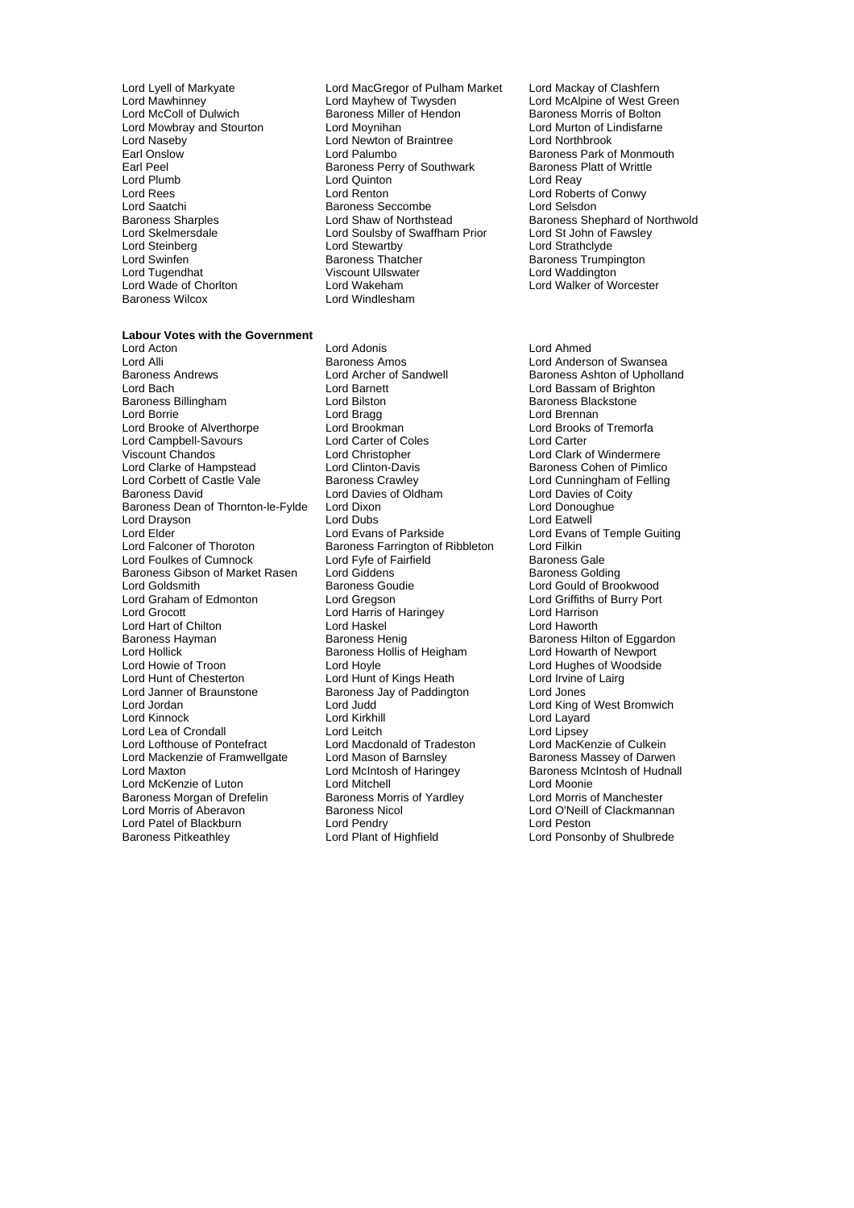Lord Lyell of Markyate
Lord MacGregor of Pulham Market
Lord Mackay of Clashfern
Lord Mawhinney
Lord Mayhew of Twysden
Lord McAlpine of West Green
Lord McColl of Dulwich
Baroness Miller of Hendon
Baroness Morris of Bolton
Lord Mowbray and Stourton
Lord Moynihan
Lord Murton of Lindisfarne
Lord Naseby
Lord Newton of Braintree
Lord Northbrook
Earl Onslow
Lord Palumbo
Baroness Park of Monmouth
Earl Peel
Baroness Perry of Southwark
Baroness Platt of Writtle
Lord Plumb
Lord Quinton
Lord Reay
Lord Rees
Lord Renton
Lord Roberts of Conwy
Lord Saatchi
Baroness Seccombe
Lord Selsdon
Baroness Sharples
Lord Shaw of Northstead
Baroness Shephard of Northwold
Lord Skelmersdale
Lord Soulsby of Swaffham Prior
Lord St John of Fawsley
Lord Steinberg
Lord Stewartby
Lord Strathclyde
Lord Swinfen
Baroness Thatcher
Baroness Trumpington
Lord Tugendhat
Viscount Ullswater
Lord Waddington
Lord Wade of Chorlton
Lord Wakeham
Lord Walker of Worcester
Baroness Wilcox
Lord Windlesham

**Labour Votes with the Government**

Lord Acton
Lord Adonis
Lord Ahmed
Lord Alli
Baroness Amos
Lord Anderson of Swansea
Baroness Andrews
Lord Archer of Sandwell
Baroness Ashton of Upholland
Lord Bach
Lord Barnett
Lord Bassam of Brighton
Baroness Billingham
Lord Bilston
Baroness Blackstone
Lord Borrie
Lord Bragg
Lord Brennan
Lord Brooke of Alverthorpe
Lord Brookman
Lord Brooks of Tremorfa
Lord Campbell-Savours
Lord Carter of Coles
Lord Carter
Viscount Chandos
Lord Christopher
Lord Clark of Windermere
Lord Clarke of Hampstead
Lord Clinton-Davis
Baroness Cohen of Pimlico
Lord Corbett of Castle Vale
Baroness Crawley
Lord Cunningham of Felling
Baroness David
Lord Davies of Oldham
Lord Davies of Coity
Baroness Dean of Thornton-le-Fylde
Lord Dixon
Lord Donoughue
Lord Drayson
Lord Dubs
Lord Eatwell
Lord Elder
Lord Evans of Parkside
Lord Evans of Temple Guiting
Lord Falconer of Thoroton
Baroness Farrington of Ribbleton
Lord Filkin
Lord Foulkes of Cumnock
Lord Fyfe of Fairfield
Baroness Gale
Baroness Gibson of Market Rasen
Lord Giddens
Baroness Golding
Lord Goldsmith
Baroness Goudie
Lord Gould of Brookwood
Lord Graham of Edmonton
Lord Gregson
Lord Griffiths of Burry Port
Lord Grocott
Lord Harris of Haringey
Lord Harrison
Lord Hart of Chilton
Lord Haskel
Lord Haworth
Baroness Hayman
Baroness Henig
Baroness Hilton of Eggardon
Lord Hollick
Baroness Hollis of Heigham
Lord Howarth of Newport
Lord Howie of Troon
Lord Hoyle
Lord Hughes of Woodside
Lord Hunt of Chesterton
Lord Hunt of Kings Heath
Lord Irvine of Lairg
Lord Janner of Braunstone
Baroness Jay of Paddington
Lord Jones
Lord Jordan
Lord Judd
Lord King of West Bromwich
Lord Kinnock
Lord Kirkhill
Lord Layard
Lord Lea of Crondall
Lord Leitch
Lord Lipsey
Lord Lofthouse of Pontefract
Lord Macdonald of Tradeston
Lord MacKenzie of Culkein
Lord Mackenzie of Framwellgate
Lord Mason of Barnsley
Baroness Massey of Darwen
Lord Maxton
Lord McIntosh of Haringey
Baroness McIntosh of Hudnall
Lord McKenzie of Luton
Lord Mitchell
Lord Moonie
Baroness Morgan of Drefelin
Baroness Morris of Yardley
Lord Morris of Manchester
Lord Morris of Aberavon
Baroness Nicol
Lord O'Neill of Clackmannan
Lord Patel of Blackburn
Lord Pendry
Lord Peston
Baroness Pitkeathley
Lord Plant of Highfield
Lord Ponsonby of Shulbrede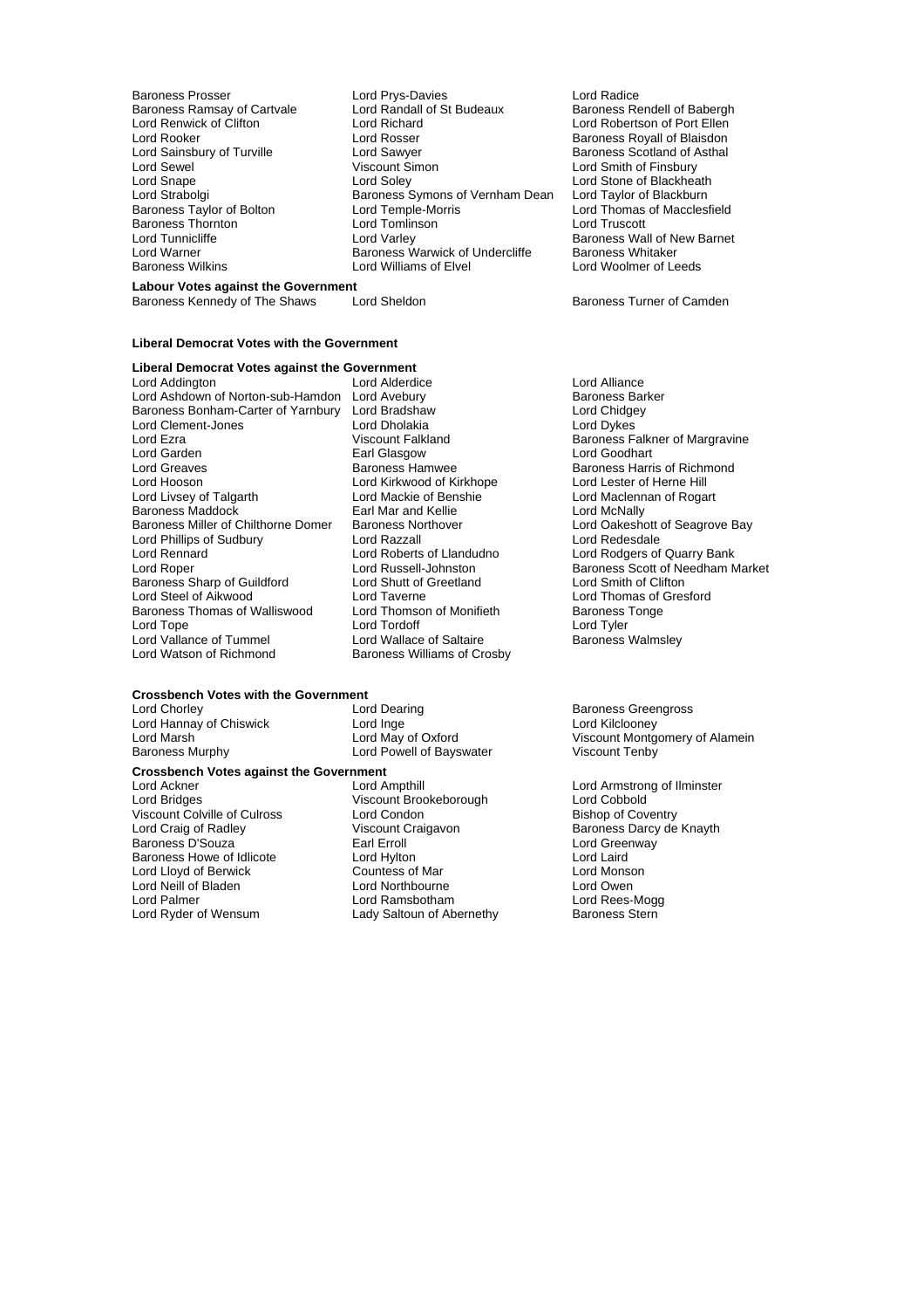Baroness Prosser
Lord Prys-Davies
Lord Radice
Baroness Ramsay of Cartvale
Lord Randall of St Budeaux
Baroness Rendell of Babergh
Lord Renwick of Clifton
Lord Richard
Lord Robertson of Port Ellen
Lord Rooker
Lord Rosser
Baroness Royall of Blaisdon
Lord Sainsbury of Turville
Lord Sawyer
Baroness Scotland of Asthal
Lord Sewel
Viscount Simon
Lord Smith of Finsbury
Lord Snape
Lord Soley
Lord Stone of Blackheath
Lord Strabolgi
Baroness Symons of Vernham Dean
Lord Taylor of Blackburn
Baroness Taylor of Bolton
Lord Temple-Morris
Lord Thomas of Macclesfield
Baroness Thornton
Lord Tomlinson
Lord Truscott
Lord Tunnicliffe
Lord Varley
Baroness Wall of New Barnet
Lord Warner
Baroness Warwick of Undercliffe
Baroness Whitaker
Baroness Wilkins
Lord Williams of Elvel
Lord Woolmer of Leeds

**Labour Votes against the Government**

Baroness Kennedy of The Shaws
Lord Sheldon
Baroness Turner of Camden

**Liberal Democrat Votes with the Government**

**Liberal Democrat Votes against the Government**

Lord Addington
Lord Alderdice
Lord Alliance
Lord Ashdown of Norton-sub-Hamdon
Lord Avebury
Baroness Barker
Baroness Bonham-Carter of Yarnbury
Lord Bradshaw
Lord Chidgey
Lord Clement-Jones
Lord Dholakia
Lord Dykes
Lord Ezra
Viscount Falkland
Baroness Falkner of Margravine
Lord Garden
Earl Glasgow
Lord Goodhart
Lord Greaves
Baroness Hamwee
Baroness Harris of Richmond
Lord Hooson
Lord Kirkwood of Kirkhope
Lord Lester of Herne Hill
Lord Livsey of Talgarth
Lord Mackie of Benshie
Lord Maclennan of Rogart
Baroness Maddock
Earl Mar and Kellie
Lord McNally
Baroness Miller of Chilthorne Domer
Baroness Northover
Lord Oakeshott of Seagrove Bay
Lord Phillips of Sudbury
Lord Razzall
Lord Redesdale
Lord Rennard
Lord Roberts of Llandudno
Lord Rodgers of Quarry Bank
Lord Roper
Lord Russell-Johnston
Baroness Scott of Needham Market
Baroness Sharp of Guildford
Lord Shutt of Greetland
Lord Smith of Clifton
Lord Steel of Aikwood
Lord Taverne
Lord Thomas of Gresford
Baroness Thomas of Walliswood
Lord Thomson of Monifieth
Baroness Tonge
Lord Tope
Lord Tordoff
Lord Tyler
Lord Vallance of Tummel
Lord Wallace of Saltaire
Baroness Walmsley
Lord Watson of Richmond
Baroness Williams of Crosby

**Crossbench Votes with the Government**

Lord Chorley
Lord Dearing
Baroness Greengross
Lord Hannay of Chiswick
Lord Inge
Lord Kilclooney
Lord Marsh
Lord May of Oxford
Viscount Montgomery of Alamein
Baroness Murphy
Lord Powell of Bayswater
Viscount Tenby

**Crossbench Votes against the Government**

Lord Ackner
Lord Ampthill
Lord Armstrong of Ilminster
Lord Bridges
Viscount Brookeborough
Lord Cobbold
Viscount Colville of Culross
Lord Condon
Bishop of Coventry
Lord Craig of Radley
Viscount Craigavon
Baroness Darcy de Knayth
Baroness D'Souza
Earl Erroll
Lord Greenway
Baroness Howe of Idlicote
Lord Hylton
Lord Laird
Lord Lloyd of Berwick
Countess of Mar
Lord Monson
Lord Neill of Bladen
Lord Northbourne
Lord Owen
Lord Palmer
Lord Ramsbotham
Lord Rees-Mogg
Lord Ryder of Wensum
Lady Saltoun of Abernethy
Baroness Stern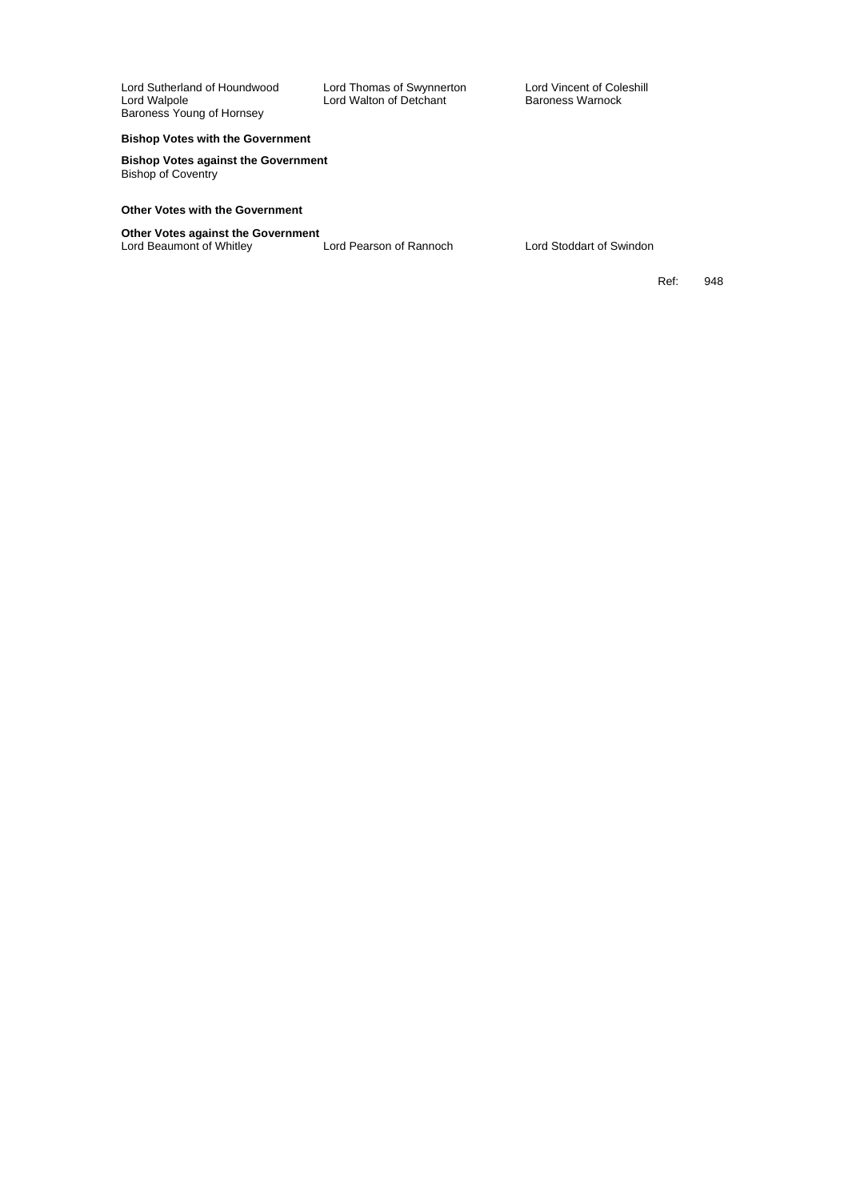Lord Sutherland of Houndwood
Lord Thomas of Swynnerton
Lord Vincent of Coleshill
Lord Walpole
Lord Walton of Detchant
Baroness Warnock
Baroness Young of Hornsey

**Bishop Votes with the Government**

**Bishop Votes against the Government**

Bishop of Coventry

**Other Votes with the Government**

**Other Votes against the Government**

Lord Beaumont of Whitley
Lord Pearson of Rannoch
Lord Stoddart of Swindon

Ref: 948